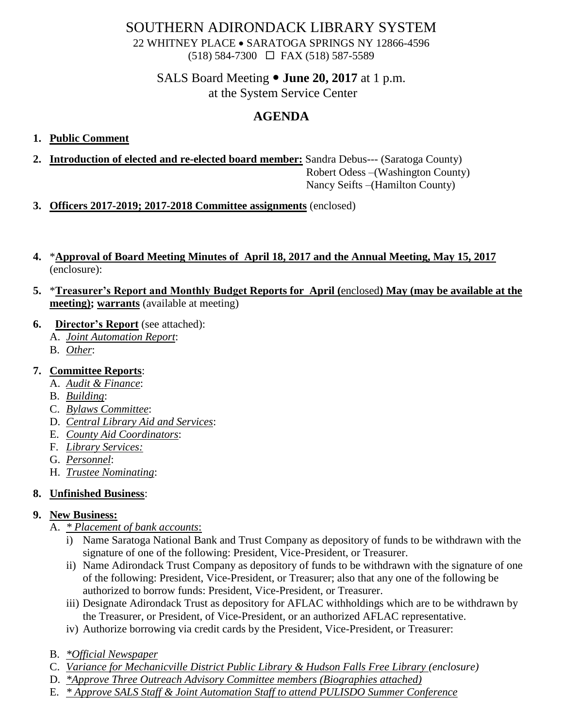# SOUTHERN ADIRONDACK LIBRARY SYSTEM

22 WHITNEY PLACE • SARATOGA SPRINGS NY 12866-4596
(518) 584-7300 ☐ FAX (518) 587-5589

SALS Board Meeting • **June 20, 2017** at 1 p.m.
at the System Service Center

## AGENDA

1. **Public Comment**

2. **Introduction of elected and re-elected board member:** Sandra Debus--- (Saratoga County)
   Robert Odess –(Washington County)
   Nancy Seifts –(Hamilton County)

3. **Officers 2017-2019; 2017-2018 Committee assignments** (enclosed)

4. *__Approval of Board Meeting Minutes of April 18, 2017 and the Annual Meeting, May 15, 2017__ (enclosure):

5. *__Treasurer's Report and Monthly Budget Reports for April (__enclosed__) May (may be available at the meeting); warrants__ (available at meeting)

6. **Director's Report** (see attached):
   A. *Joint Automation Report*:
   B. *Other*:

7. **Committee Reports**:
   A. *Audit & Finance*:
   B. *Building*:
   C. *Bylaws Committee*:
   D. *Central Library Aid and Services*:
   E. *County Aid Coordinators*:
   F. *Library Services:*
   G. *Personnel*:
   H. *Trustee Nominating*:

8. **Unfinished Business**:

9. **New Business:**
   A. *\* Placement of bank accounts*:
      i) Name Saratoga National Bank and Trust Company as depository of funds to be withdrawn with the signature of one of the following: President, Vice-President, or Treasurer.
      ii) Name Adirondack Trust Company as depository of funds to be withdrawn with the signature of one of the following: President, Vice-President, or Treasurer; also that any one of the following be authorized to borrow funds: President, Vice-President, or Treasurer.
      iii) Designate Adirondack Trust as depository for AFLAC withholdings which are to be withdrawn by the Treasurer, or President, of Vice-President, or an authorized AFLAC representative.
      iv) Authorize borrowing via credit cards by the President, Vice-President, or Treasurer:

   B. *\*Official Newspaper*
   C. *Variance for Mechanicville District Public Library & Hudson Falls Free Library (enclosure)*
   D. *\*Approve Three Outreach Advisory Committee members (Biographies attached)*
   E. *\* Approve SALS Staff & Joint Automation Staff to attend PULISDO Summer Conference*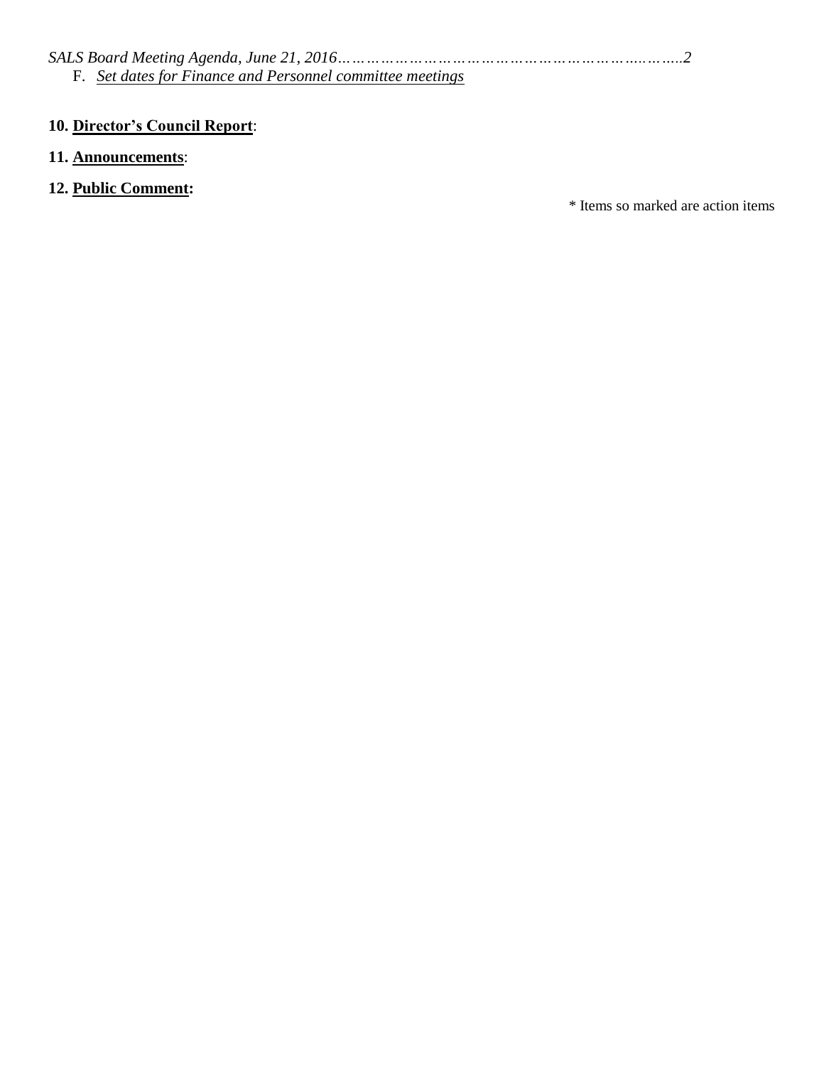F. *Set dates for Finance and Personnel committee meetings*

**10. Director's Council Report**:

**11. Announcements**:

**12. Public Comment:**

\* Items so marked are action items